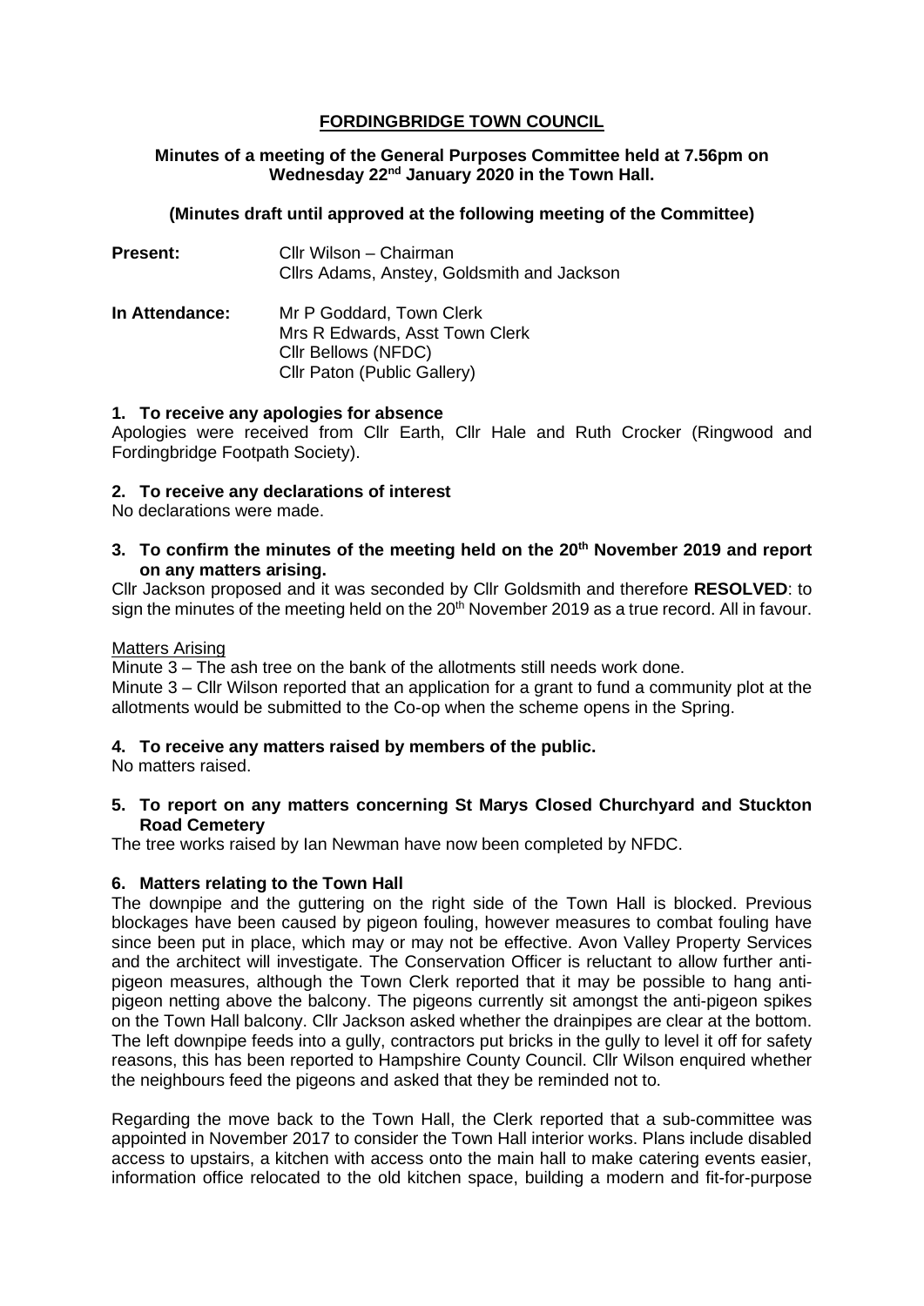# FORDINGBRIDGE TOWN COUNCIL

**Minutes of a meeting of the General Purposes Committee held at 7.56pm on Wednesday 22nd January 2020 in the Town Hall.**

**(Minutes draft until approved at the following meeting of the Committee)**

**Present:** Cllr Wilson – Chairman
Cllrs Adams, Anstey, Goldsmith and Jackson

**In Attendance:** Mr P Goddard, Town Clerk
Mrs R Edwards, Asst Town Clerk
Cllr Bellows (NFDC)
Cllr Paton (Public Gallery)

## 1. To receive any apologies for absence

Apologies were received from Cllr Earth, Cllr Hale and Ruth Crocker (Ringwood and Fordingbridge Footpath Society).

## 2. To receive any declarations of interest

No declarations were made.

## 3. To confirm the minutes of the meeting held on the 20th November 2019 and report on any matters arising.

Cllr Jackson proposed and it was seconded by Cllr Goldsmith and therefore **RESOLVED**: to sign the minutes of the meeting held on the 20th November 2019 as a true record. All in favour.

Matters Arising

Minute 3 – The ash tree on the bank of the allotments still needs work done.

Minute 3 – Cllr Wilson reported that an application for a grant to fund a community plot at the allotments would be submitted to the Co-op when the scheme opens in the Spring.

## 4. To receive any matters raised by members of the public.

No matters raised.

## 5. To report on any matters concerning St Marys Closed Churchyard and Stuckton Road Cemetery

The tree works raised by Ian Newman have now been completed by NFDC.

## 6. Matters relating to the Town Hall

The downpipe and the guttering on the right side of the Town Hall is blocked. Previous blockages have been caused by pigeon fouling, however measures to combat fouling have since been put in place, which may or may not be effective. Avon Valley Property Services and the architect will investigate. The Conservation Officer is reluctant to allow further anti-pigeon measures, although the Town Clerk reported that it may be possible to hang anti-pigeon netting above the balcony. The pigeons currently sit amongst the anti-pigeon spikes on the Town Hall balcony. Cllr Jackson asked whether the drainpipes are clear at the bottom. The left downpipe feeds into a gully, contractors put bricks in the gully to level it off for safety reasons, this has been reported to Hampshire County Council. Cllr Wilson enquired whether the neighbours feed the pigeons and asked that they be reminded not to.

Regarding the move back to the Town Hall, the Clerk reported that a sub-committee was appointed in November 2017 to consider the Town Hall interior works. Plans include disabled access to upstairs, a kitchen with access onto the main hall to make catering events easier, information office relocated to the old kitchen space, building a modern and fit-for-purpose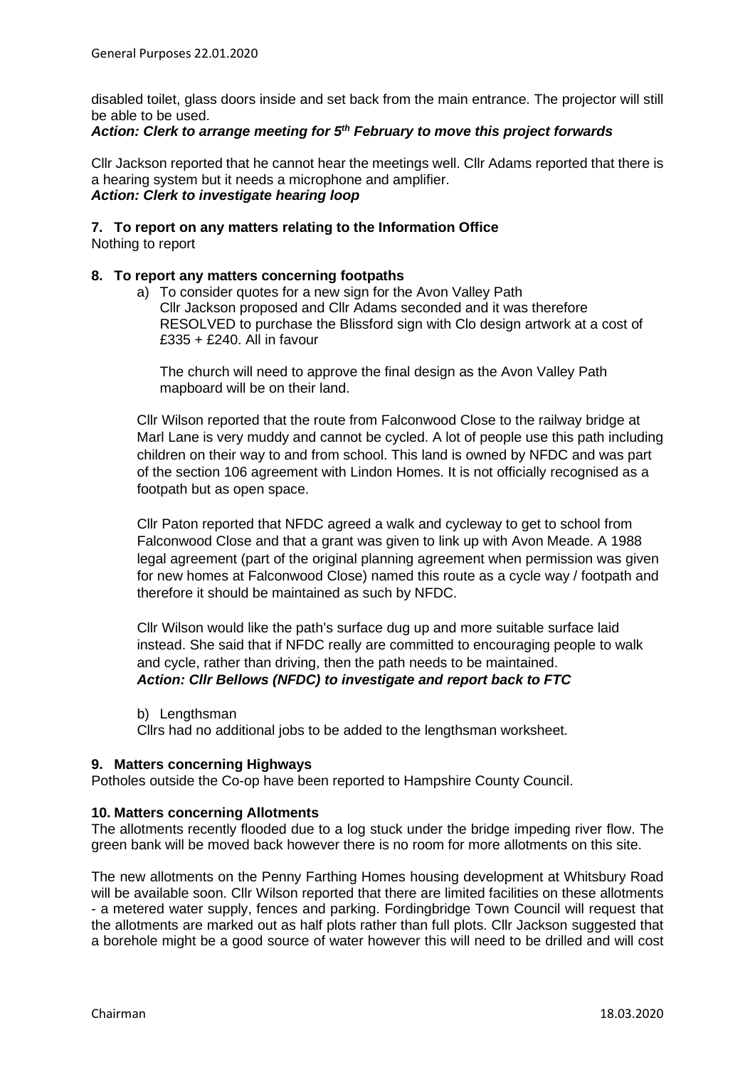disabled toilet, glass doors inside and set back from the main entrance. The projector will still be able to be used.

***Action: Clerk to arrange meeting for 5th February to move this project forwards***

Cllr Jackson reported that he cannot hear the meetings well. Cllr Adams reported that there is a hearing system but it needs a microphone and amplifier.

***Action: Clerk to investigate hearing loop***

**7. To report on any matters relating to the Information Office**

Nothing to report

**8. To report any matters concerning footpaths**

a) To consider quotes for a new sign for the Avon Valley Path
Cllr Jackson proposed and Cllr Adams seconded and it was therefore RESOLVED to purchase the Blissford sign with Clo design artwork at a cost of £335 + £240. All in favour

The church will need to approve the final design as the Avon Valley Path mapboard will be on their land.

Cllr Wilson reported that the route from Falconwood Close to the railway bridge at Marl Lane is very muddy and cannot be cycled. A lot of people use this path including children on their way to and from school. This land is owned by NFDC and was part of the section 106 agreement with Lindon Homes. It is not officially recognised as a footpath but as open space.

Cllr Paton reported that NFDC agreed a walk and cycleway to get to school from Falconwood Close and that a grant was given to link up with Avon Meade. A 1988 legal agreement (part of the original planning agreement when permission was given for new homes at Falconwood Close) named this route as a cycle way / footpath and therefore it should be maintained as such by NFDC.

Cllr Wilson would like the path's surface dug up and more suitable surface laid instead. She said that if NFDC really are committed to encouraging people to walk and cycle, rather than driving, then the path needs to be maintained.

***Action: Cllr Bellows (NFDC) to investigate and report back to FTC***

b) Lengthsman
Cllrs had no additional jobs to be added to the lengthsman worksheet.

**9. Matters concerning Highways**

Potholes outside the Co-op have been reported to Hampshire County Council.

**10. Matters concerning Allotments**

The allotments recently flooded due to a log stuck under the bridge impeding river flow. The green bank will be moved back however there is no room for more allotments on this site.

The new allotments on the Penny Farthing Homes housing development at Whitsbury Road will be available soon. Cllr Wilson reported that there are limited facilities on these allotments - a metered water supply, fences and parking. Fordingbridge Town Council will request that the allotments are marked out as half plots rather than full plots. Cllr Jackson suggested that a borehole might be a good source of water however this will need to be drilled and will cost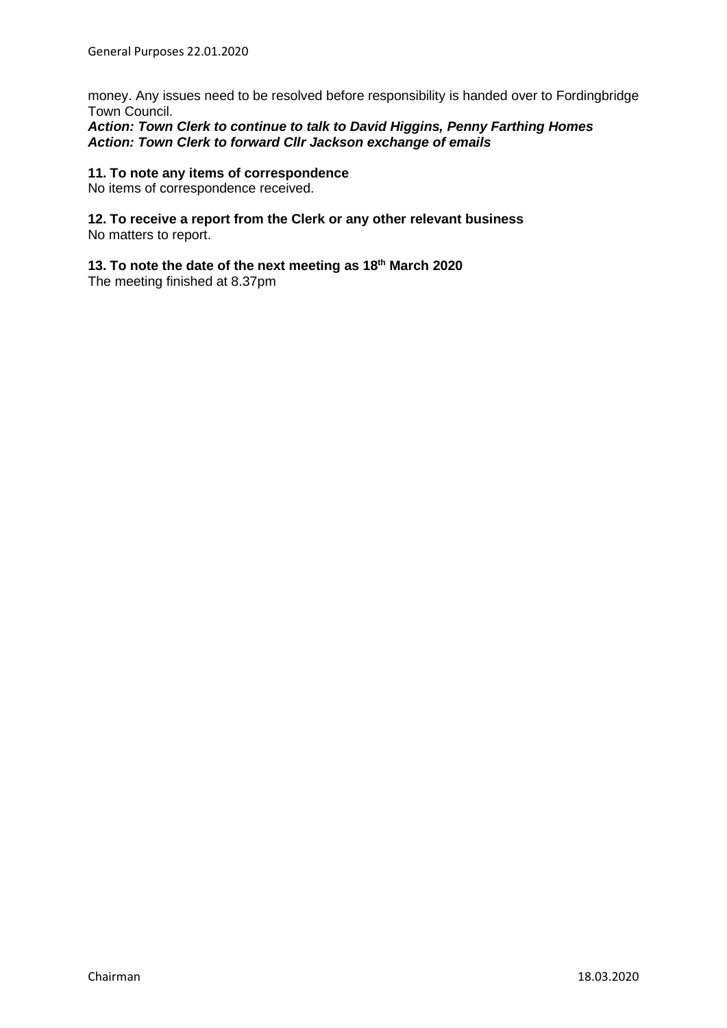money. Any issues need to be resolved before responsibility is handed over to Fordingbridge Town Council.

***Action: Town Clerk to continue to talk to David Higgins, Penny Farthing Homes***
***Action: Town Clerk to forward Cllr Jackson exchange of emails***

**11. To note any items of correspondence**

No items of correspondence received.

**12. To receive a report from the Clerk or any other relevant business**

No matters to report.

**13. To note the date of the next meeting as 18th March 2020**

The meeting finished at 8.37pm

Chairman 18.03.2020